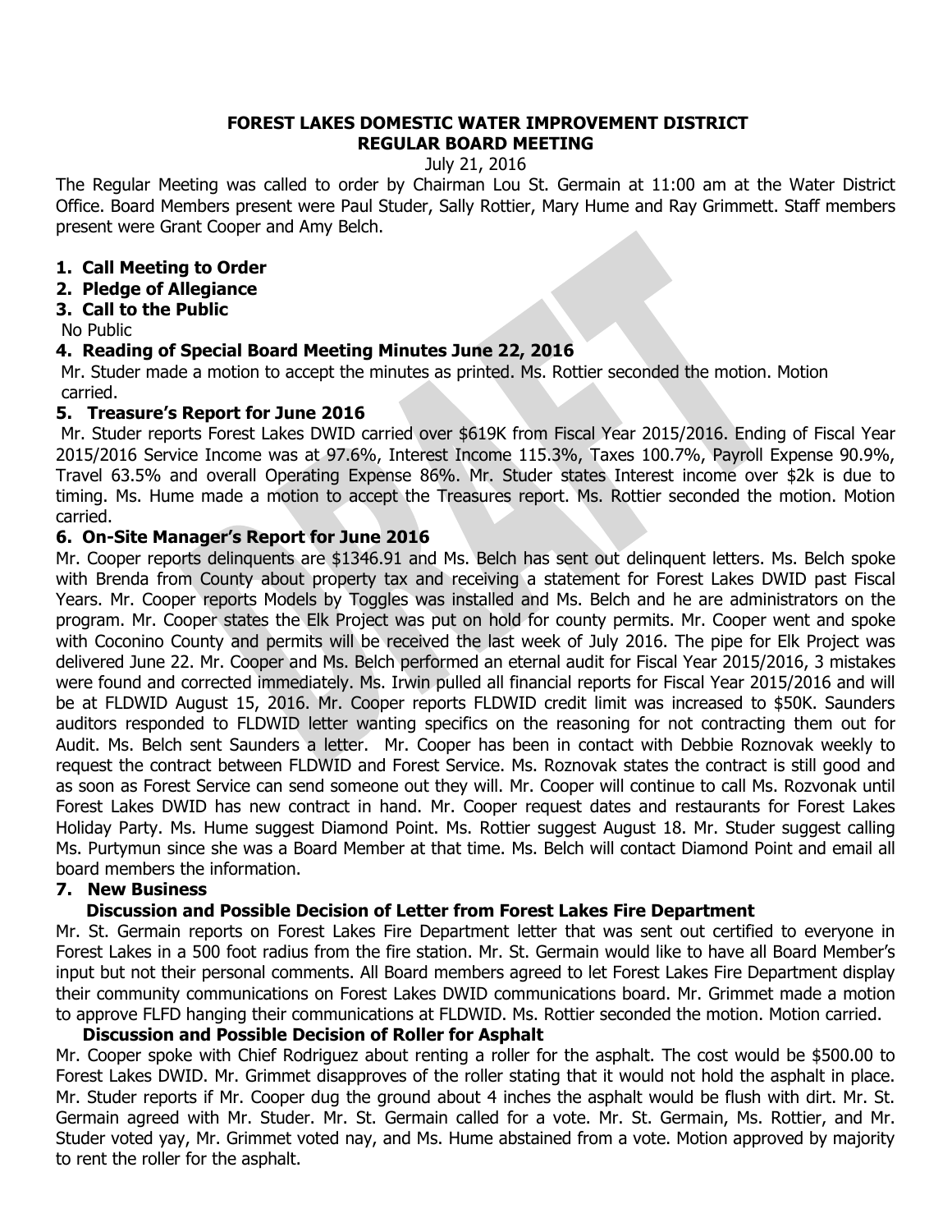**FOREST LAKES DOMESTIC WATER IMPROVEMENT DISTRICT**
**REGULAR BOARD MEETING**

July 21, 2016

The Regular Meeting was called to order by Chairman Lou St. Germain at 11:00 am at the Water District Office. Board Members present were Paul Studer, Sally Rottier, Mary Hume and Ray Grimmett. Staff members present were Grant Cooper and Amy Belch.

1. **Call Meeting to Order**
2. **Pledge of Allegiance**
3. **Call to the Public**

No Public

4. **Reading of Special Board Meeting Minutes June 22, 2016**

Mr. Studer made a motion to accept the minutes as printed. Ms. Rottier seconded the motion. Motion carried.

5. **Treasure's Report for June 2016**

Mr. Studer reports Forest Lakes DWID carried over $619K from Fiscal Year 2015/2016. Ending of Fiscal Year 2015/2016 Service Income was at 97.6%, Interest Income 115.3%, Taxes 100.7%, Payroll Expense 90.9%, Travel 63.5% and overall Operating Expense 86%. Mr. Studer states Interest income over $2k is due to timing. Ms. Hume made a motion to accept the Treasures report. Ms. Rottier seconded the motion. Motion carried.

6. **On-Site Manager's Report for June 2016**

Mr. Cooper reports delinquents are $1346.91 and Ms. Belch has sent out delinquent letters. Ms. Belch spoke with Brenda from County about property tax and receiving a statement for Forest Lakes DWID past Fiscal Years. Mr. Cooper reports Models by Toggles was installed and Ms. Belch and he are administrators on the program. Mr. Cooper states the Elk Project was put on hold for county permits. Mr. Cooper went and spoke with Coconino County and permits will be received the last week of July 2016. The pipe for Elk Project was delivered June 22. Mr. Cooper and Ms. Belch performed an eternal audit for Fiscal Year 2015/2016, 3 mistakes were found and corrected immediately. Ms. Irwin pulled all financial reports for Fiscal Year 2015/2016 and will be at FLDWID August 15, 2016. Mr. Cooper reports FLDWID credit limit was increased to $50K. Saunders auditors responded to FLDWID letter wanting specifics on the reasoning for not contracting them out for Audit. Ms. Belch sent Saunders a letter. Mr. Cooper has been in contact with Debbie Roznovak weekly to request the contract between FLDWID and Forest Service. Ms. Roznovak states the contract is still good and as soon as Forest Service can send someone out they will. Mr. Cooper will continue to call Ms. Rozvonak until Forest Lakes DWID has new contract in hand. Mr. Cooper request dates and restaurants for Forest Lakes Holiday Party. Ms. Hume suggest Diamond Point. Ms. Rottier suggest August 18. Mr. Studer suggest calling Ms. Purtymun since she was a Board Member at that time. Ms. Belch will contact Diamond Point and email all board members the information.

7. **New Business**

**Discussion and Possible Decision of Letter from Forest Lakes Fire Department**

Mr. St. Germain reports on Forest Lakes Fire Department letter that was sent out certified to everyone in Forest Lakes in a 500 foot radius from the fire station. Mr. St. Germain would like to have all Board Member's input but not their personal comments. All Board members agreed to let Forest Lakes Fire Department display their community communications on Forest Lakes DWID communications board. Mr. Grimmet made a motion to approve FLFD hanging their communications at FLDWID. Ms. Rottier seconded the motion. Motion carried.

**Discussion and Possible Decision of Roller for Asphalt**

Mr. Cooper spoke with Chief Rodriguez about renting a roller for the asphalt. The cost would be $500.00 to Forest Lakes DWID. Mr. Grimmet disapproves of the roller stating that it would not hold the asphalt in place. Mr. Studer reports if Mr. Cooper dug the ground about 4 inches the asphalt would be flush with dirt. Mr. St. Germain agreed with Mr. Studer. Mr. St. Germain called for a vote. Mr. St. Germain, Ms. Rottier, and Mr. Studer voted yay, Mr. Grimmet voted nay, and Ms. Hume abstained from a vote. Motion approved by majority to rent the roller for the asphalt.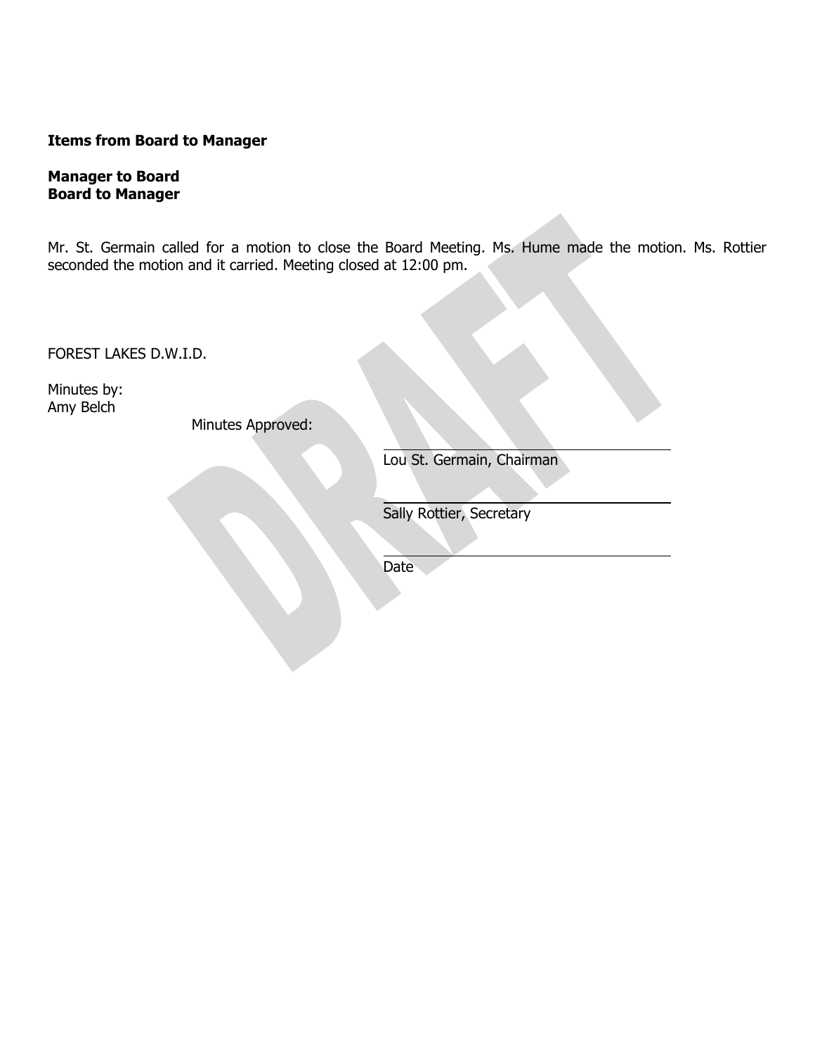**Items from Board to Manager**

**Manager to Board**
**Board to Manager**

Mr. St. Germain called for a motion to close the Board Meeting. Ms. Hume made the motion. Ms. Rottier seconded the motion and it carried. Meeting closed at 12:00 pm.

FOREST LAKES D.W.I.D.

Minutes by:
Amy Belch

Minutes Approved:

Lou St. Germain, Chairman

Sally Rottier, Secretary

Date